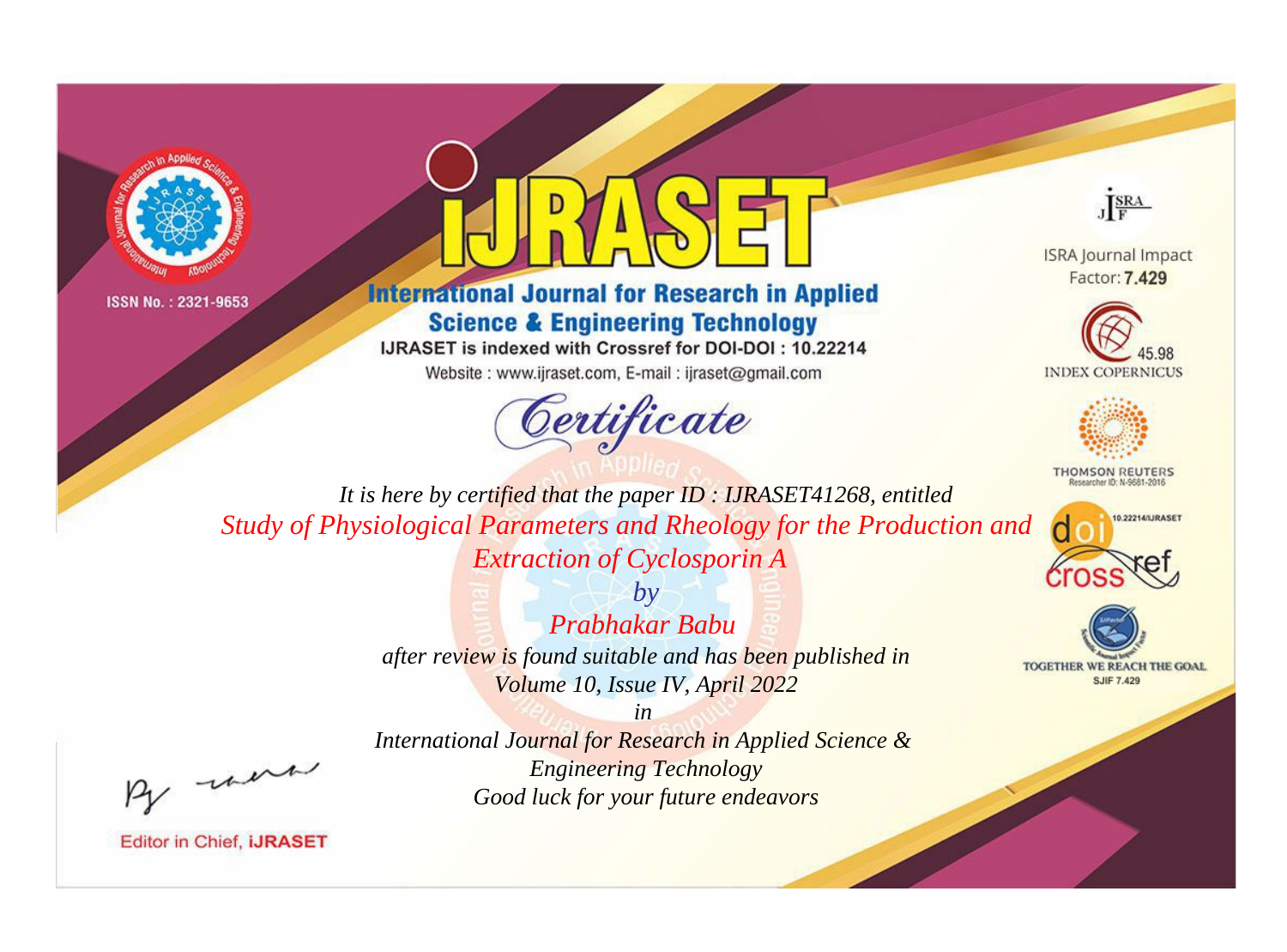ISSN No. : 2321-9653

# IJRASET

## International Journal for Research in Applied Science & Engineering Technology

IJRASET is indexed with Crossref for DOI-DOI : 10.22214

Website : www.ijraset.com, E-mail : ijraset@gmail.com

ISRA Journal Impact Factor: **7.429**

45.98 INDEX COPERNICUS

THOMSON REUTERS Researcher ID: N-9681-2016

10.22214/IJRASET

TOGETHER WE REACH THE GOAL SJIF 7.429

# *Certificate*

*It is here by certified that the paper ID : IJRASET41268, entitled*

*Study of Physiological Parameters and Rheology for the Production and Extraction of Cyclosporin A*

*by*

*Prabhakar Babu*

*after review is found suitable and has been published in*

*Volume 10, Issue IV, April 2022*

*in*

*International Journal for Research in Applied Science & Engineering Technology*

*Good luck for your future endeavors*

Editor in Chief, **iJRASET**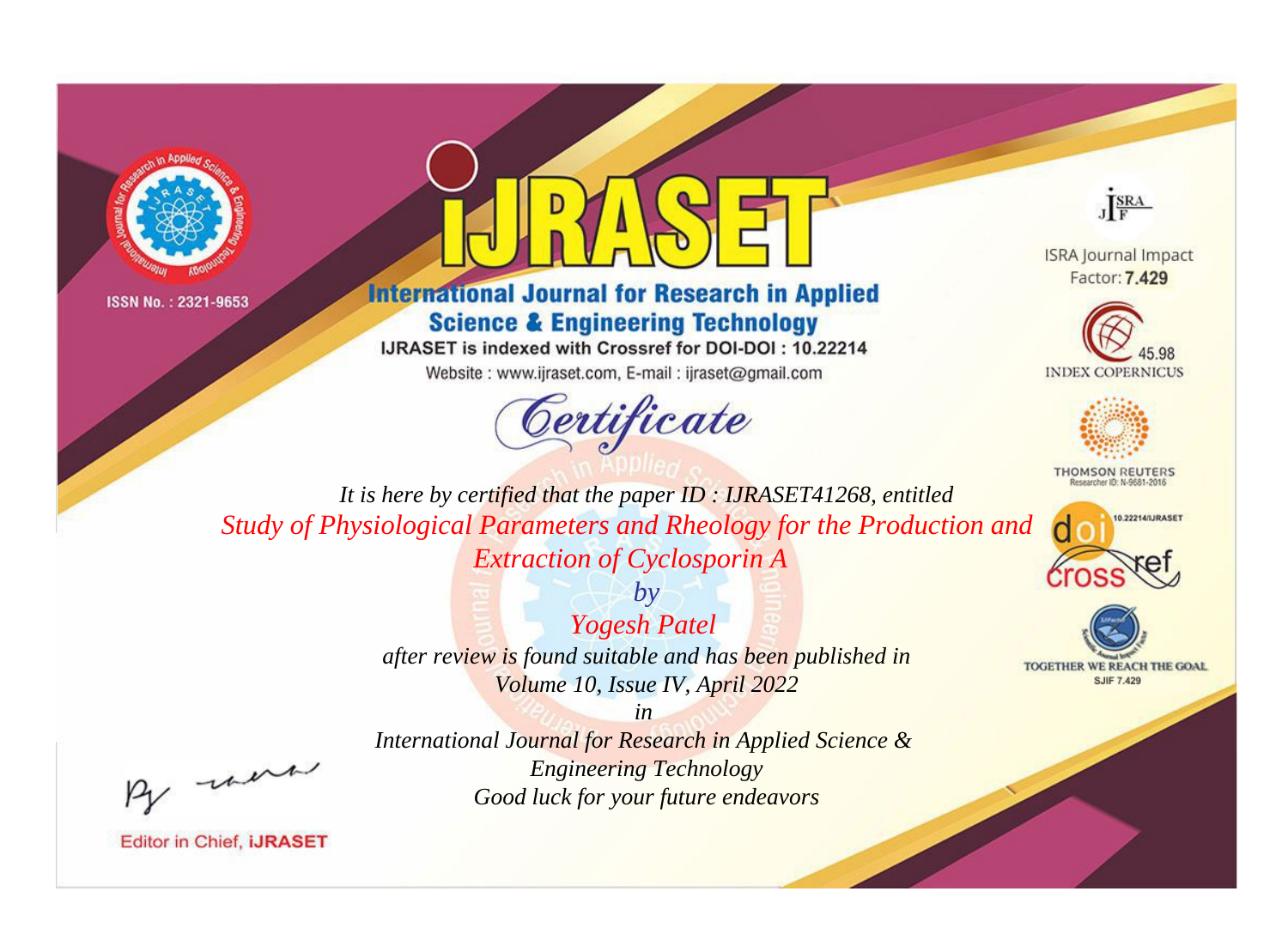ISSN No. : 2321-9653

# iJRASET

## International Journal for Research in Applied Science & Engineering Technology

IJRASET is indexed with Crossref for DOI-DOI : 10.22214

Website : www.ijraset.com, E-mail : ijraset@gmail.com

ISRA Journal Impact Factor: **7.429**

45.98 INDEX COPERNICUS

THOMSON REUTERS Researcher ID: N-9681-2016

10.22214/IJRASET

TOGETHER WE REACH THE GOAL SJIF 7.429

*Certificate*

*It is here by certified that the paper ID : IJRASET41268, entitled*

*Study of Physiological Parameters and Rheology for the Production and Extraction of Cyclosporin A*

*by*

*Yogesh Patel*

*after review is found suitable and has been published in*

*Volume 10, Issue IV, April 2022*

*in*

*International Journal for Research in Applied Science & Engineering Technology*

*Good luck for your future endeavors*

Editor in Chief, **iJRASET**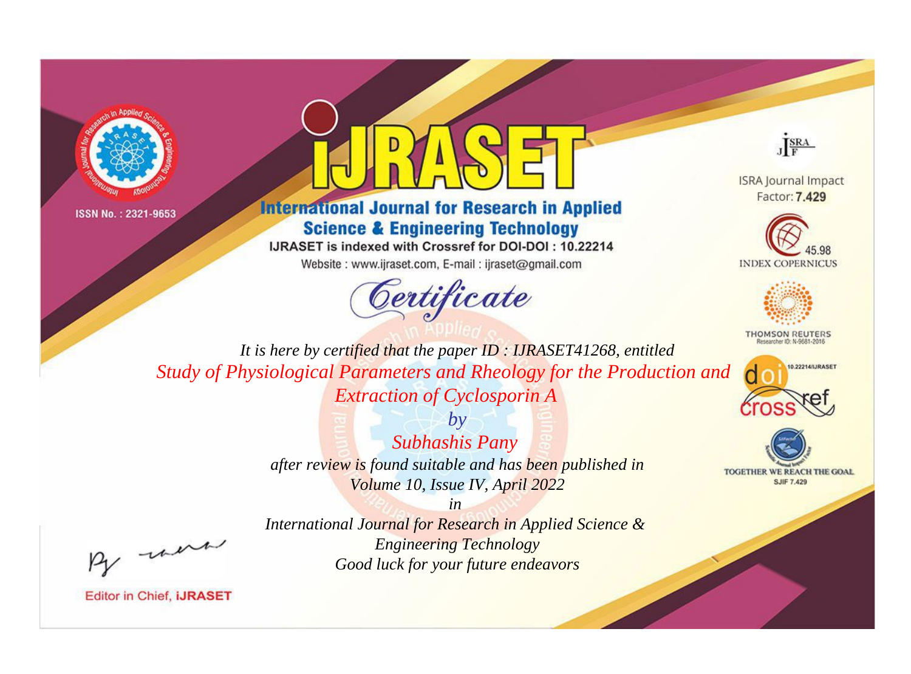ISSN No. : 2321-9653

# International Journal for Research in Applied Science & Engineering Technology

IJRASET is indexed with Crossref for DOI-DOI : 10.22214

Website : www.ijraset.com, E-mail : ijraset@gmail.com

## Certificate

*It is here by certified that the paper ID : IJRASET41268, entitled*

*Study of Physiological Parameters and Rheology for the Production and Extraction of Cyclosporin A*

*by*

*Subhashis Pany*

*after review is found suitable and has been published in*

*Volume 10, Issue IV, April 2022*

*in*

*International Journal for Research in Applied Science & Engineering Technology*

*Good luck for your future endeavors*

ISRA Journal Impact Factor: **7.429**

45.98 INDEX COPERNICUS

THOMSON REUTERS Researcher ID: N-9681-2016

10.22214/IJRASET

TOGETHER WE REACH THE GOAL SJIF 7.429

Editor in Chief, **iJRASET**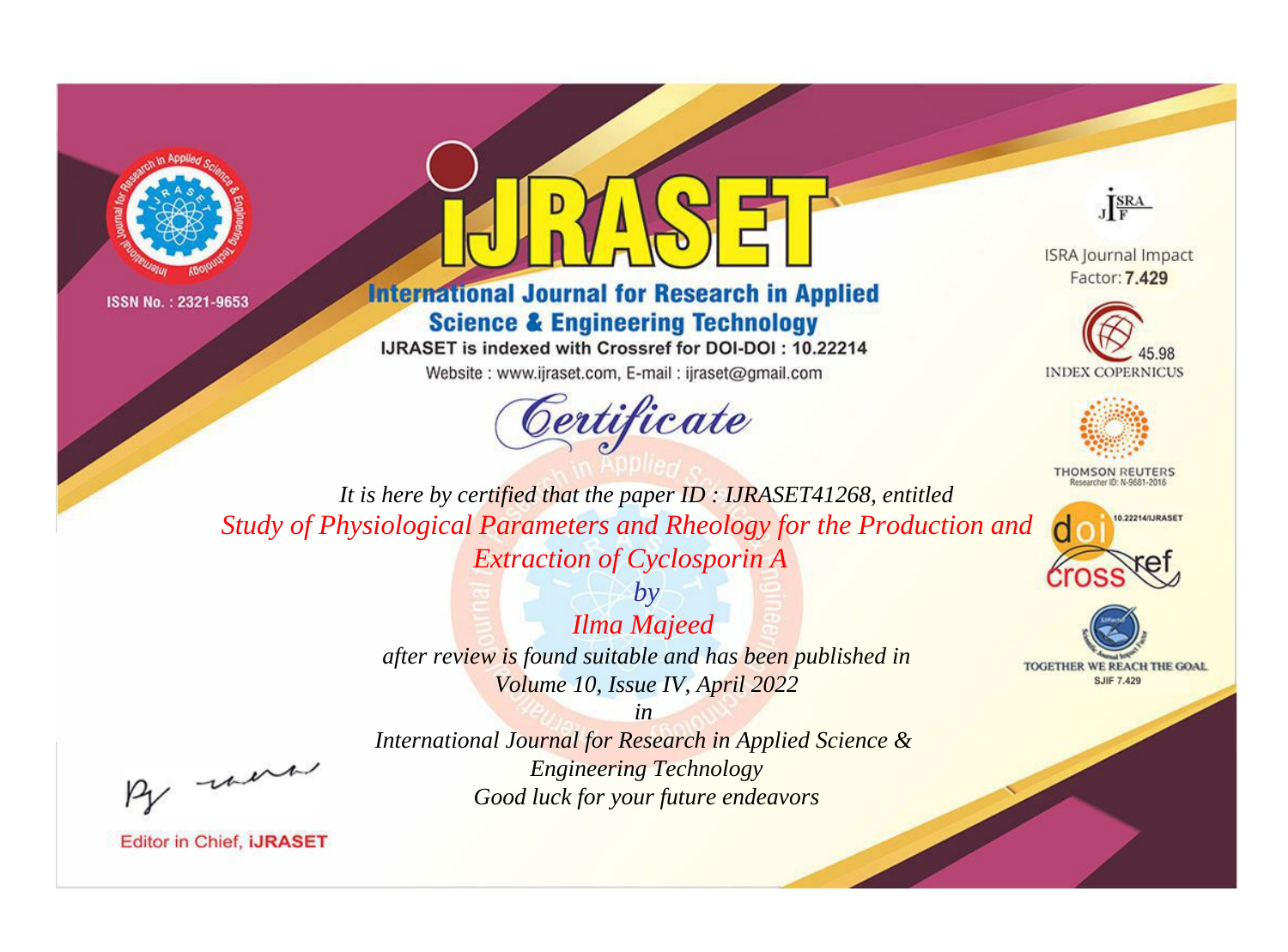ISSN No. : 2321-9653

# IJRASET

## International Journal for Research in Applied Science & Engineering Technology

IJRASET is indexed with Crossref for DOI-DOI : 10.22214

Website : www.ijraset.com, E-mail : ijraset@gmail.com

*Certificate*

ISRA Journal Impact Factor: **7.429**

45.98 INDEX COPERNICUS

THOMSON REUTERS Researcher ID: N-9681-2016

10.22214/IJRASET

TOGETHER WE REACH THE GOAL SJIF 7.429

*It is here by certified that the paper ID : IJRASET41268, entitled*

*Study of Physiological Parameters and Rheology for the Production and Extraction of Cyclosporin A*

*by*

*Ilma Majeed*

*after review is found suitable and has been published in*

*Volume 10, Issue IV, April 2022*

*in*

*International Journal for Research in Applied Science & Engineering Technology*

*Good luck for your future endeavors*

Editor in Chief, **iJRASET**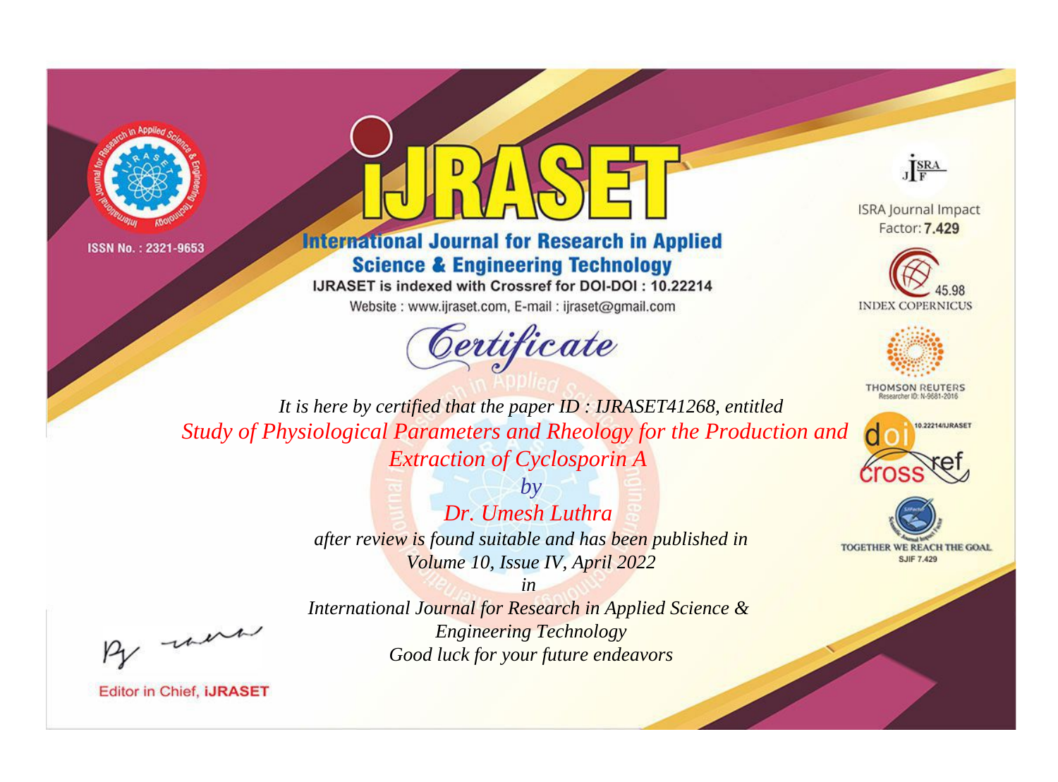ISSN No. : 2321-9653

# iJRASET

## International Journal for Research in Applied Science & Engineering Technology

IJRASET is indexed with Crossref for DOI-DOI : 10.22214

Website : www.ijraset.com, E-mail : ijraset@gmail.com

*Certificate*

*It is here by certified that the paper ID : IJRASET41268, entitled*

*Study of Physiological Parameters and Rheology for the Production and Extraction of Cyclosporin A*

*by*

*Dr. Umesh Luthra*

*after review is found suitable and has been published in*

*Volume 10, Issue IV, April 2022*

*in*

*International Journal for Research in Applied Science & Engineering Technology*

*Good luck for your future endeavors*

Editor in Chief, iJRASET

ISRA Journal Impact Factor: **7.429**

45.98 INDEX COPERNICUS

THOMSON REUTERS Researcher ID: N-9681-2016

10.22214/IJRASET

TOGETHER WE REACH THE GOAL SJIF 7.429